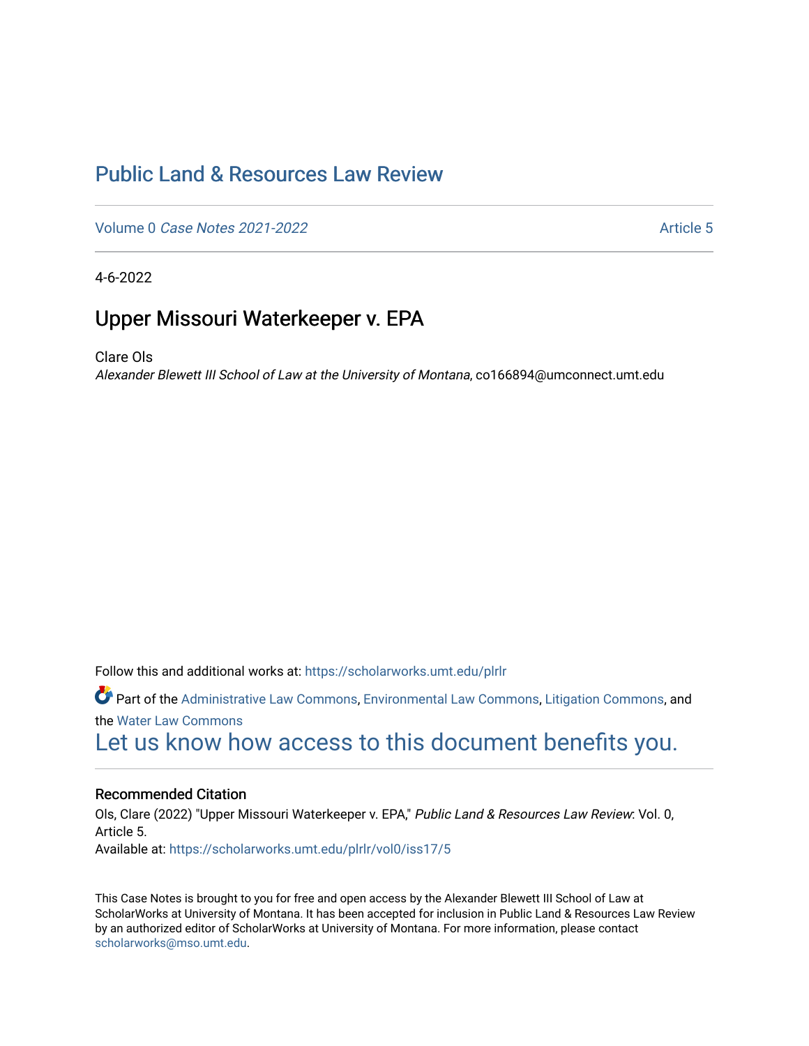# Public Land & Resources Law Review

Volume 0 *Case Notes 2021-2022* Article 5

4-6-2022

## Upper Missouri Waterkeeper v. EPA

Clare Ols
*Alexander Blewett III School of Law at the University of Montana*, co166894@umconnect.umt.edu

Follow this and additional works at: https://scholarworks.umt.edu/plrlr

Part of the Administrative Law Commons, Environmental Law Commons, Litigation Commons, and the Water Law Commons

Let us know how access to this document benefits you.

### Recommended Citation

Ols, Clare (2022) "Upper Missouri Waterkeeper v. EPA," *Public Land & Resources Law Review*: Vol. 0, Article 5.
Available at: https://scholarworks.umt.edu/plrlr/vol0/iss17/5

This Case Notes is brought to you for free and open access by the Alexander Blewett III School of Law at ScholarWorks at University of Montana. It has been accepted for inclusion in Public Land & Resources Law Review by an authorized editor of ScholarWorks at University of Montana. For more information, please contact scholarworks@mso.umt.edu.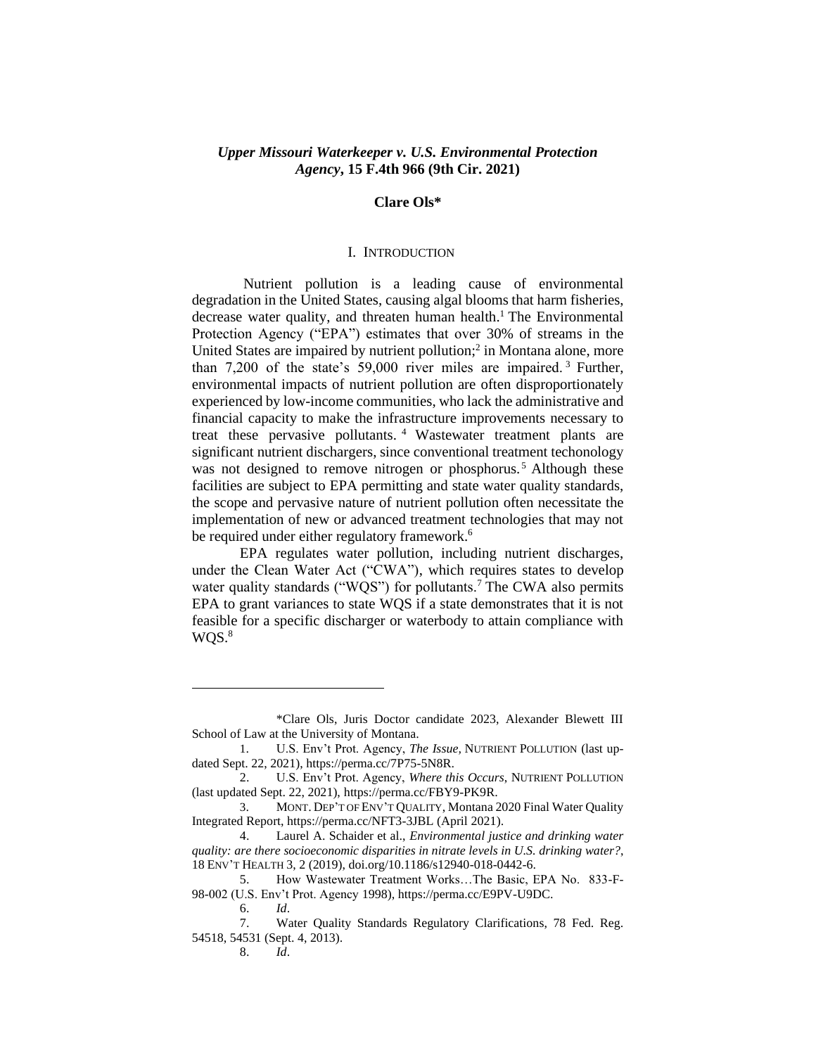## *Upper Missouri Waterkeeper v. U.S. Environmental Protection Agency*, 15 F.4th 966 (9th Cir. 2021)

**Clare Ols***

### I. INTRODUCTION

Nutrient pollution is a leading cause of environmental degradation in the United States, causing algal blooms that harm fisheries, decrease water quality, and threaten human health.[1] The Environmental Protection Agency ("EPA") estimates that over 30% of streams in the United States are impaired by nutrient pollution;[2] in Montana alone, more than 7,200 of the state's 59,000 river miles are impaired.[3] Further, environmental impacts of nutrient pollution are often disproportionately experienced by low-income communities, who lack the administrative and financial capacity to make the infrastructure improvements necessary to treat these pervasive pollutants.[4] Wastewater treatment plants are significant nutrient dischargers, since conventional treatment techonology was not designed to remove nitrogen or phosphorus.[5] Although these facilities are subject to EPA permitting and state water quality standards, the scope and pervasive nature of nutrient pollution often necessitate the implementation of new or advanced treatment technologies that may not be required under either regulatory framework.[6]

EPA regulates water pollution, including nutrient discharges, under the Clean Water Act ("CWA"), which requires states to develop water quality standards ("WQS") for pollutants.[7] The CWA also permits EPA to grant variances to state WQS if a state demonstrates that it is not feasible for a specific discharger or waterbody to attain compliance with WQS.[8]

---

*Clare Ols, Juris Doctor candidate 2023, Alexander Blewett III School of Law at the University of Montana.

1. U.S. Env't Prot. Agency, *The Issue,* NUTRIENT POLLUTION (last updated Sept. 22, 2021), https://perma.cc/7P75-5N8R.

2. U.S. Env't Prot. Agency, *Where this Occurs*, NUTRIENT POLLUTION (last updated Sept. 22, 2021), https://perma.cc/FBY9-PK9R.

3. MONT. DEP'T OF ENV'T QUALITY, Montana 2020 Final Water Quality Integrated Report, https://perma.cc/NFT3-3JBL (April 2021).

4. Laurel A. Schaider et al., *Environmental justice and drinking water quality: are there socioeconomic disparities in nitrate levels in U.S. drinking water?*, 18 ENV'T HEALTH 3, 2 (2019), doi.org/10.1186/s12940-018-0442-6.

5. How Wastewater Treatment Works…The Basic, EPA No. 833-F-98-002 (U.S. Env't Prot. Agency 1998), https://perma.cc/E9PV-U9DC.

6. *Id*.

7. Water Quality Standards Regulatory Clarifications, 78 Fed. Reg. 54518, 54531 (Sept. 4, 2013).

8. *Id*.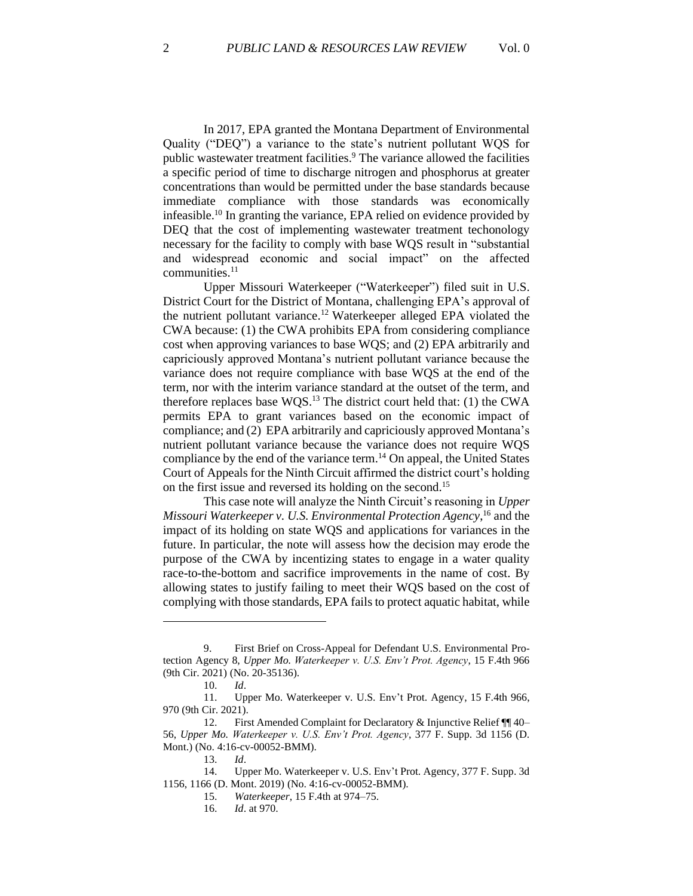In 2017, EPA granted the Montana Department of Environmental Quality ("DEQ") a variance to the state's nutrient pollutant WQS for public wastewater treatment facilities.[9] The variance allowed the facilities a specific period of time to discharge nitrogen and phosphorus at greater concentrations than would be permitted under the base standards because immediate compliance with those standards was economically infeasible.[10] In granting the variance, EPA relied on evidence provided by DEQ that the cost of implementing wastewater treatment techonology necessary for the facility to comply with base WQS result in "substantial and widespread economic and social impact" on the affected communities.[11]

Upper Missouri Waterkeeper ("Waterkeeper") filed suit in U.S. District Court for the District of Montana, challenging EPA's approval of the nutrient pollutant variance.[12] Waterkeeper alleged EPA violated the CWA because: (1) the CWA prohibits EPA from considering compliance cost when approving variances to base WQS; and (2) EPA arbitrarily and capriciously approved Montana's nutrient pollutant variance because the variance does not require compliance with base WQS at the end of the term, nor with the interim variance standard at the outset of the term, and therefore replaces base WQS.[13] The district court held that: (1) the CWA permits EPA to grant variances based on the economic impact of compliance; and (2) EPA arbitrarily and capriciously approved Montana's nutrient pollutant variance because the variance does not require WQS compliance by the end of the variance term.[14] On appeal, the United States Court of Appeals for the Ninth Circuit affirmed the district court's holding on the first issue and reversed its holding on the second.[15]

This case note will analyze the Ninth Circuit's reasoning in *Upper Missouri Waterkeeper v. U.S. Environmental Protection Agency*,[16] and the impact of its holding on state WQS and applications for variances in the future. In particular, the note will assess how the decision may erode the purpose of the CWA by incentizing states to engage in a water quality race-to-the-bottom and sacrifice improvements in the name of cost. By allowing states to justify failing to meet their WQS based on the cost of complying with those standards, EPA fails to protect aquatic habitat, while

---

9. First Brief on Cross-Appeal for Defendant U.S. Environmental Protection Agency 8, *Upper Mo. Waterkeeper v. U.S. Env't Prot. Agency*, 15 F.4th 966 (9th Cir. 2021) (No. 20-35136).

10. *Id*.

11. Upper Mo. Waterkeeper v. U.S. Env't Prot. Agency, 15 F.4th 966, 970 (9th Cir. 2021).

12. First Amended Complaint for Declaratory & Injunctive Relief ¶¶ 40–56, *Upper Mo. Waterkeeper v. U.S. Env't Prot. Agency*, 377 F. Supp. 3d 1156 (D. Mont.) (No. 4:16-cv-00052-BMM).

13. *Id*.

14. Upper Mo. Waterkeeper v. U.S. Env't Prot. Agency, 377 F. Supp. 3d 1156, 1166 (D. Mont. 2019) (No. 4:16-cv-00052-BMM).

15. *Waterkeeper*, 15 F.4th at 974–75.

16. *Id*. at 970.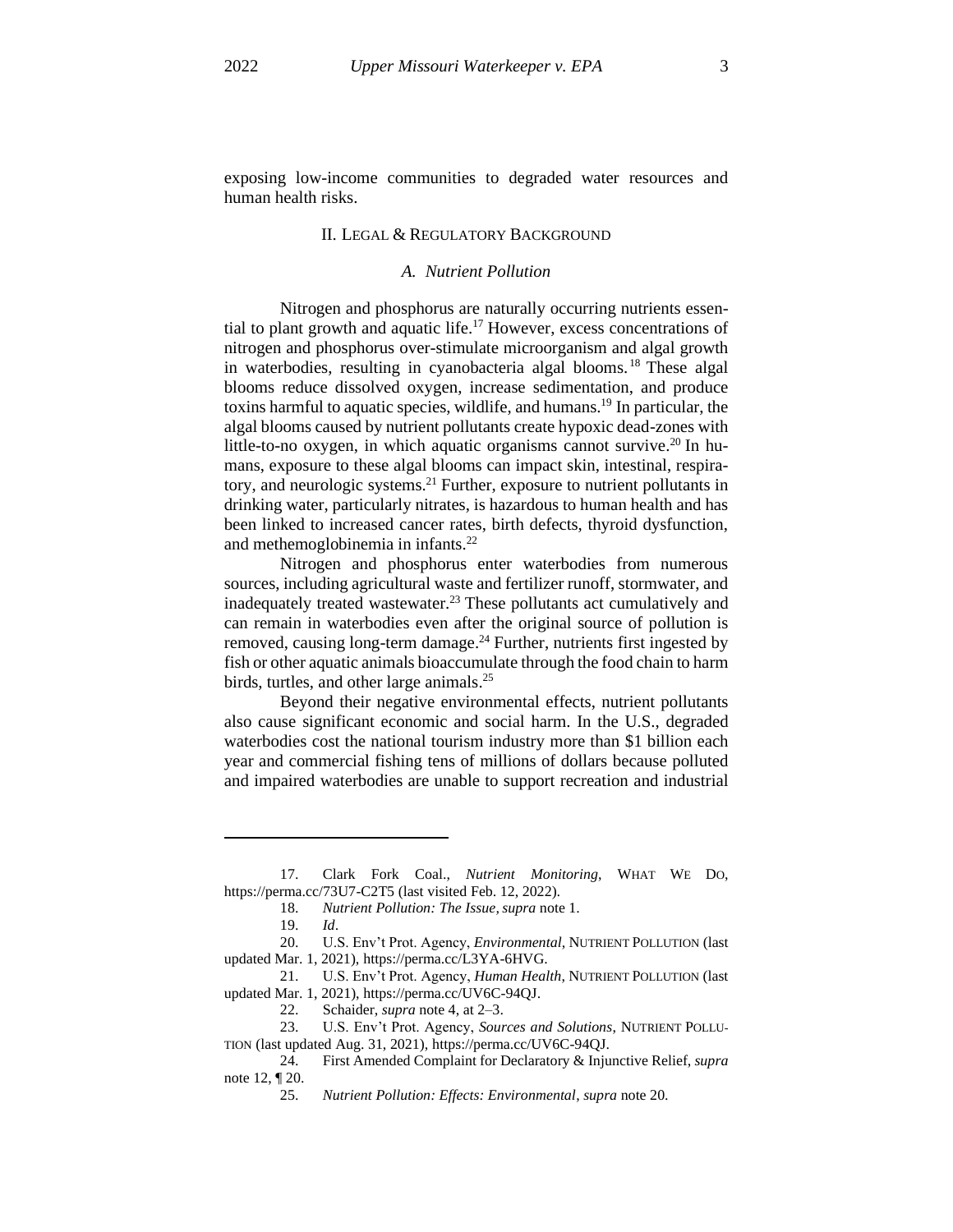exposing low-income communities to degraded water resources and human health risks.

## II. Legal & Regulatory Background

### *A. Nutrient Pollution*

Nitrogen and phosphorus are naturally occurring nutrients essential to plant growth and aquatic life.[17] However, excess concentrations of nitrogen and phosphorus over-stimulate microorganism and algal growth in waterbodies, resulting in cyanobacteria algal blooms.[18] These algal blooms reduce dissolved oxygen, increase sedimentation, and produce toxins harmful to aquatic species, wildlife, and humans.[19] In particular, the algal blooms caused by nutrient pollutants create hypoxic dead-zones with little-to-no oxygen, in which aquatic organisms cannot survive.[20] In humans, exposure to these algal blooms can impact skin, intestinal, respiratory, and neurologic systems.[21] Further, exposure to nutrient pollutants in drinking water, particularly nitrates, is hazardous to human health and has been linked to increased cancer rates, birth defects, thyroid dysfunction, and methemoglobinemia in infants.[22]

Nitrogen and phosphorus enter waterbodies from numerous sources, including agricultural waste and fertilizer runoff, stormwater, and inadequately treated wastewater.[23] These pollutants act cumulatively and can remain in waterbodies even after the original source of pollution is removed, causing long-term damage.[24] Further, nutrients first ingested by fish or other aquatic animals bioaccumulate through the food chain to harm birds, turtles, and other large animals.[25]

Beyond their negative environmental effects, nutrient pollutants also cause significant economic and social harm. In the U.S., degraded waterbodies cost the national tourism industry more than $1 billion each year and commercial fishing tens of millions of dollars because polluted and impaired waterbodies are unable to support recreation and industrial

---

17. Clark Fork Coal., *Nutrient Monitoring*, WHAT WE DO, https://perma.cc/73U7-C2T5 (last visited Feb. 12, 2022).

18. *Nutrient Pollution: The Issue*, *supra* note 1.

19. *Id*.

20. U.S. Env't Prot. Agency, *Environmental*, NUTRIENT POLLUTION (last updated Mar. 1, 2021), https://perma.cc/L3YA-6HVG.

21. U.S. Env't Prot. Agency, *Human Health*, NUTRIENT POLLUTION (last updated Mar. 1, 2021), https://perma.cc/UV6C-94QJ.

22. Schaider, *supra* note 4, at 2–3.

23. U.S. Env't Prot. Agency, *Sources and Solutions*, NUTRIENT POLLUTION (last updated Aug. 31, 2021), https://perma.cc/UV6C-94QJ.

24. First Amended Complaint for Declaratory & Injunctive Relief, *supra* note 12, ¶ 20.

25. *Nutrient Pollution: Effects: Environmental*, *supra* note 20.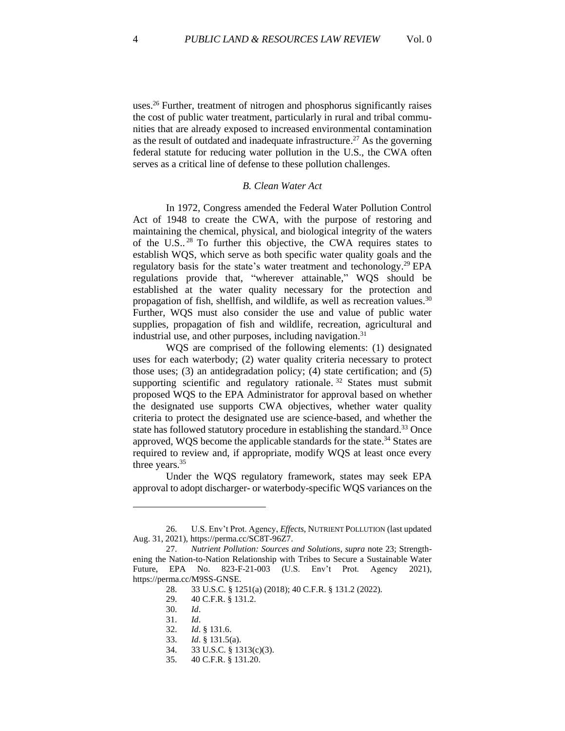uses.[26] Further, treatment of nitrogen and phosphorus significantly raises the cost of public water treatment, particularly in rural and tribal communities that are already exposed to increased environmental contamination as the result of outdated and inadequate infrastructure.[27] As the governing federal statute for reducing water pollution in the U.S., the CWA often serves as a critical line of defense to these pollution challenges.

### *B. Clean Water Act*

In 1972, Congress amended the Federal Water Pollution Control Act of 1948 to create the CWA, with the purpose of restoring and maintaining the chemical, physical, and biological integrity of the waters of the U.S..[28] To further this objective, the CWA requires states to establish WQS, which serve as both specific water quality goals and the regulatory basis for the state's water treatment and techonology.[29] EPA regulations provide that, "wherever attainable," WQS should be established at the water quality necessary for the protection and propagation of fish, shellfish, and wildlife, as well as recreation values.[30] Further, WQS must also consider the use and value of public water supplies, propagation of fish and wildlife, recreation, agricultural and industrial use, and other purposes, including navigation.[31]

WQS are comprised of the following elements: (1) designated uses for each waterbody; (2) water quality criteria necessary to protect those uses; (3) an antidegradation policy; (4) state certification; and (5) supporting scientific and regulatory rationale.[32] States must submit proposed WQS to the EPA Administrator for approval based on whether the designated use supports CWA objectives, whether water quality criteria to protect the designated use are science-based, and whether the state has followed statutory procedure in establishing the standard.[33] Once approved, WQS become the applicable standards for the state.[34] States are required to review and, if appropriate, modify WQS at least once every three years.[35]

Under the WQS regulatory framework, states may seek EPA approval to adopt discharger- or waterbody-specific WQS variances on the

---

26. U.S. Env't Prot. Agency, *Effects*, NUTRIENT POLLUTION (last updated Aug. 31, 2021), https://perma.cc/SC8T-96Z7.

27. *Nutrient Pollution: Sources and Solutions*, *supra* note 23; Strengthening the Nation-to-Nation Relationship with Tribes to Secure a Sustainable Water Future, EPA No. 823-F-21-003 (U.S. Env't Prot. Agency 2021), https://perma.cc/M9SS-GNSE.

28. 33 U.S.C. § 1251(a) (2018); 40 C.F.R. § 131.2 (2022).

29. 40 C.F.R. § 131.2.

30. *Id*.

31. *Id*.

32. *Id*. § 131.6.

33. *Id*. § 131.5(a).

34. 33 U.S.C. § 1313(c)(3).

35. 40 C.F.R. § 131.20.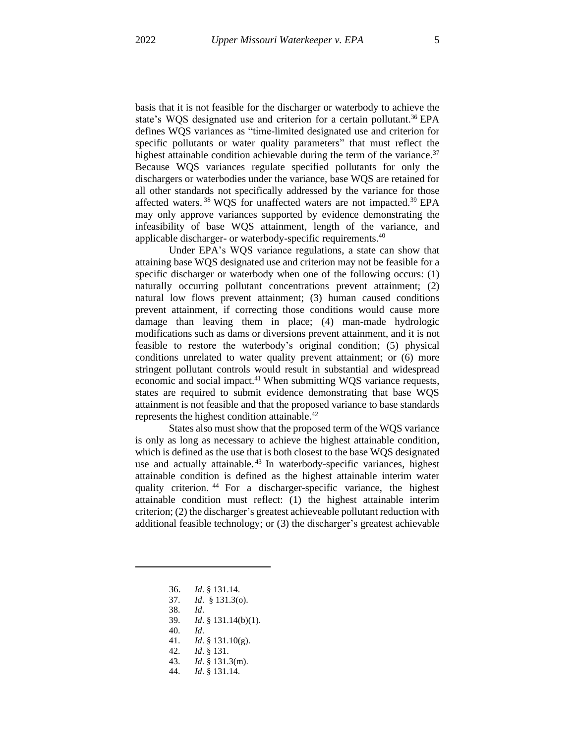basis that it is not feasible for the discharger or waterbody to achieve the state's WQS designated use and criterion for a certain pollutant.[36] EPA defines WQS variances as "time-limited designated use and criterion for specific pollutants or water quality parameters" that must reflect the highest attainable condition achievable during the term of the variance.[37] Because WQS variances regulate specified pollutants for only the dischargers or waterbodies under the variance, base WQS are retained for all other standards not specifically addressed by the variance for those affected waters.[38] WQS for unaffected waters are not impacted.[39] EPA may only approve variances supported by evidence demonstrating the infeasibility of base WQS attainment, length of the variance, and applicable discharger- or waterbody-specific requirements.[40]

Under EPA's WQS variance regulations, a state can show that attaining base WQS designated use and criterion may not be feasible for a specific discharger or waterbody when one of the following occurs: (1) naturally occurring pollutant concentrations prevent attainment; (2) natural low flows prevent attainment; (3) human caused conditions prevent attainment, if correcting those conditions would cause more damage than leaving them in place; (4) man-made hydrologic modifications such as dams or diversions prevent attainment, and it is not feasible to restore the waterbody's original condition; (5) physical conditions unrelated to water quality prevent attainment; or (6) more stringent pollutant controls would result in substantial and widespread economic and social impact.[41] When submitting WQS variance requests, states are required to submit evidence demonstrating that base WQS attainment is not feasible and that the proposed variance to base standards represents the highest condition attainable.[42]

States also must show that the proposed term of the WQS variance is only as long as necessary to achieve the highest attainable condition, which is defined as the use that is both closest to the base WQS designated use and actually attainable.[43] In waterbody-specific variances, highest attainable condition is defined as the highest attainable interim water quality criterion.[44] For a discharger-specific variance, the highest attainable condition must reflect: (1) the highest attainable interim criterion; (2) the discharger's greatest achieveable pollutant reduction with additional feasible technology; or (3) the discharger's greatest achievable

---

36. *Id*. § 131.14.
37. *Id*. § 131.3(o).
38. *Id*.
39. *Id*. § 131.14(b)(1).
40. *Id*.
41. *Id*. § 131.10(g).
42. *Id*. § 131.
43. *Id*. § 131.3(m).
44. *Id*. § 131.14.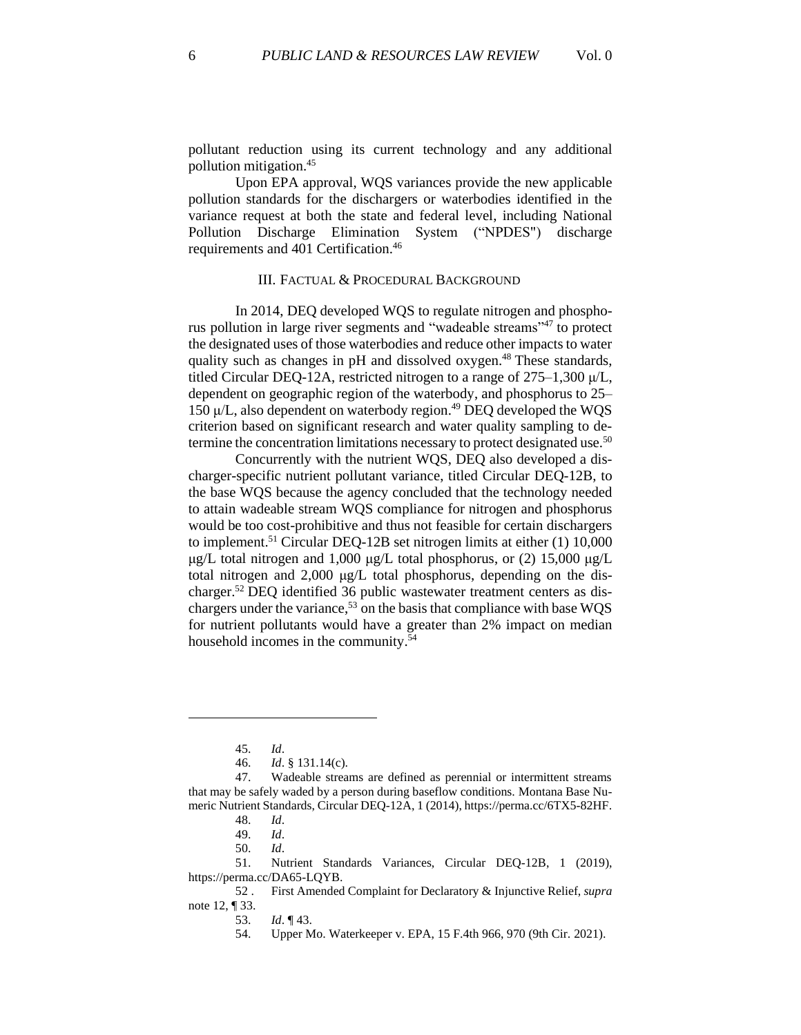pollutant reduction using its current technology and any additional pollution mitigation.[45]

Upon EPA approval, WQS variances provide the new applicable pollution standards for the dischargers or waterbodies identified in the variance request at both the state and federal level, including National Pollution Discharge Elimination System ("NPDES") discharge requirements and 401 Certification.[46]

## III. FACTUAL & PROCEDURAL BACKGROUND

In 2014, DEQ developed WQS to regulate nitrogen and phosphorus pollution in large river segments and "wadeable streams"[47] to protect the designated uses of those waterbodies and reduce other impacts to water quality such as changes in pH and dissolved oxygen.[48] These standards, titled Circular DEQ-12A, restricted nitrogen to a range of 275–1,300 μ/L, dependent on geographic region of the waterbody, and phosphorus to 25–150 μ/L, also dependent on waterbody region.[49] DEQ developed the WQS criterion based on significant research and water quality sampling to determine the concentration limitations necessary to protect designated use.[50]

Concurrently with the nutrient WQS, DEQ also developed a discharger-specific nutrient pollutant variance, titled Circular DEQ-12B, to the base WQS because the agency concluded that the technology needed to attain wadeable stream WQS compliance for nitrogen and phosphorus would be too cost-prohibitive and thus not feasible for certain dischargers to implement.[51] Circular DEQ-12B set nitrogen limits at either (1) 10,000 μg/L total nitrogen and 1,000 μg/L total phosphorus, or (2) 15,000 μg/L total nitrogen and 2,000 μg/L total phosphorus, depending on the discharger.[52] DEQ identified 36 public wastewater treatment centers as dischargers under the variance,[53] on the basis that compliance with base WQS for nutrient pollutants would have a greater than 2% impact on median household incomes in the community.[54]

---

45. *Id*.

46. *Id*. § 131.14(c).

47. Wadeable streams are defined as perennial or intermittent streams that may be safely waded by a person during baseflow conditions. Montana Base Numeric Nutrient Standards, Circular DEQ-12A, 1 (2014), https://perma.cc/6TX5-82HF.

48. *Id*.

49. *Id*.

50. *Id*.

51. Nutrient Standards Variances, Circular DEQ-12B, 1 (2019), https://perma.cc/DA65-LQYB.

52 . First Amended Complaint for Declaratory & Injunctive Relief, *supra* note 12, ¶ 33.

53. *Id*. ¶ 43.

54. Upper Mo. Waterkeeper v. EPA, 15 F.4th 966, 970 (9th Cir. 2021).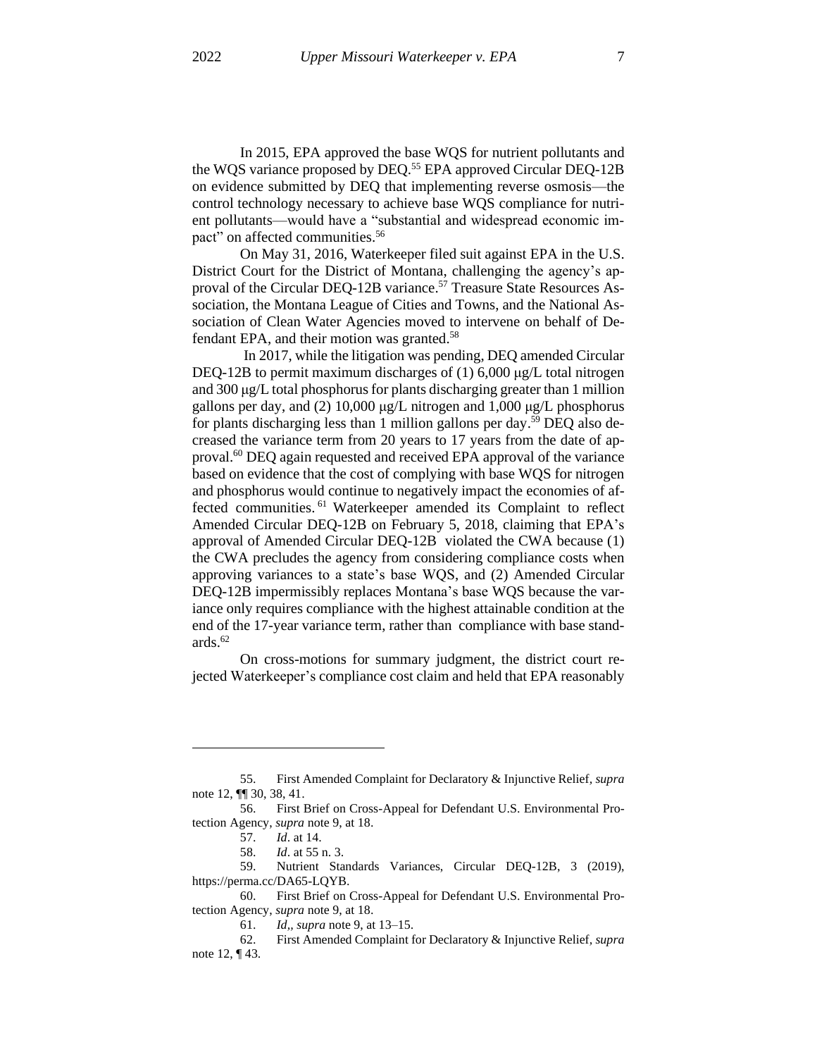In 2015, EPA approved the base WQS for nutrient pollutants and the WQS variance proposed by DEQ.[55] EPA approved Circular DEQ-12B on evidence submitted by DEQ that implementing reverse osmosis—the control technology necessary to achieve base WQS compliance for nutrient pollutants—would have a "substantial and widespread economic impact" on affected communities.[56]

On May 31, 2016, Waterkeeper filed suit against EPA in the U.S. District Court for the District of Montana, challenging the agency's approval of the Circular DEQ-12B variance.[57] Treasure State Resources Association, the Montana League of Cities and Towns, and the National Association of Clean Water Agencies moved to intervene on behalf of Defendant EPA, and their motion was granted.[58]

In 2017, while the litigation was pending, DEQ amended Circular DEQ-12B to permit maximum discharges of (1) 6,000 μg/L total nitrogen and 300 μg/L total phosphorus for plants discharging greater than 1 million gallons per day, and (2) 10,000 μg/L nitrogen and 1,000 μg/L phosphorus for plants discharging less than 1 million gallons per day.[59] DEQ also decreased the variance term from 20 years to 17 years from the date of approval.[60] DEQ again requested and received EPA approval of the variance based on evidence that the cost of complying with base WQS for nitrogen and phosphorus would continue to negatively impact the economies of affected communities.[61] Waterkeeper amended its Complaint to reflect Amended Circular DEQ-12B on February 5, 2018, claiming that EPA's approval of Amended Circular DEQ-12B violated the CWA because (1) the CWA precludes the agency from considering compliance costs when approving variances to a state's base WQS, and (2) Amended Circular DEQ-12B impermissibly replaces Montana's base WQS because the variance only requires compliance with the highest attainable condition at the end of the 17-year variance term, rather than compliance with base standards.[62]

On cross-motions for summary judgment, the district court rejected Waterkeeper's compliance cost claim and held that EPA reasonably

---

55. First Amended Complaint for Declaratory & Injunctive Relief, *supra* note 12, ¶¶ 30, 38, 41.

56. First Brief on Cross-Appeal for Defendant U.S. Environmental Protection Agency, *supra* note 9, at 18.

57. *Id*. at 14.

58. *Id*. at 55 n. 3.

59. Nutrient Standards Variances, Circular DEQ-12B, 3 (2019), https://perma.cc/DA65-LQYB.

60. First Brief on Cross-Appeal for Defendant U.S. Environmental Protection Agency, *supra* note 9, at 18.

61. *Id*,, *supra* note 9, at 13–15.

62. First Amended Complaint for Declaratory & Injunctive Relief, *supra* note 12, ¶ 43.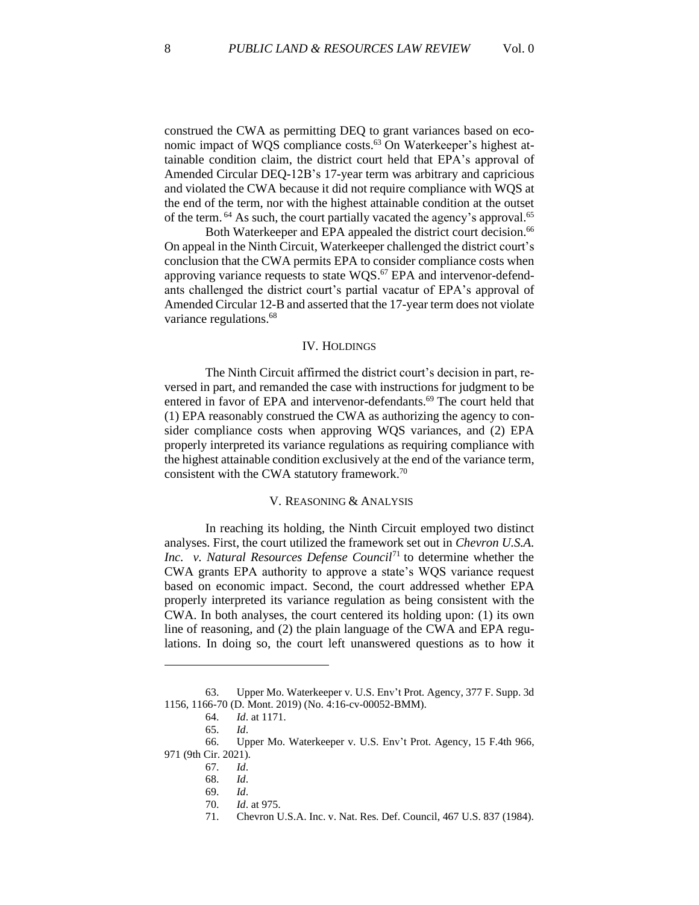construed the CWA as permitting DEQ to grant variances based on economic impact of WQS compliance costs.[63] On Waterkeeper's highest attainable condition claim, the district court held that EPA's approval of Amended Circular DEQ-12B's 17-year term was arbitrary and capricious and violated the CWA because it did not require compliance with WQS at the end of the term, nor with the highest attainable condition at the outset of the term.[64] As such, the court partially vacated the agency's approval.[65]

Both Waterkeeper and EPA appealed the district court decision.[66] On appeal in the Ninth Circuit, Waterkeeper challenged the district court's conclusion that the CWA permits EPA to consider compliance costs when approving variance requests to state WQS.[67] EPA and intervenor-defendants challenged the district court's partial vacatur of EPA's approval of Amended Circular 12-B and asserted that the 17-year term does not violate variance regulations.[68]

## IV. HOLDINGS

The Ninth Circuit affirmed the district court's decision in part, reversed in part, and remanded the case with instructions for judgment to be entered in favor of EPA and intervenor-defendants.[69] The court held that (1) EPA reasonably construed the CWA as authorizing the agency to consider compliance costs when approving WQS variances, and (2) EPA properly interpreted its variance regulations as requiring compliance with the highest attainable condition exclusively at the end of the variance term, consistent with the CWA statutory framework.[70]

## V. REASONING & ANALYSIS

In reaching its holding, the Ninth Circuit employed two distinct analyses. First, the court utilized the framework set out in *Chevron U.S.A. Inc. v. Natural Resources Defense Council*[71] to determine whether the CWA grants EPA authority to approve a state's WQS variance request based on economic impact. Second, the court addressed whether EPA properly interpreted its variance regulation as being consistent with the CWA. In both analyses, the court centered its holding upon: (1) its own line of reasoning, and (2) the plain language of the CWA and EPA regulations. In doing so, the court left unanswered questions as to how it

---

63. Upper Mo. Waterkeeper v. U.S. Env't Prot. Agency, 377 F. Supp. 3d 1156, 1166-70 (D. Mont. 2019) (No. 4:16-cv-00052-BMM).

64. *Id*. at 1171.

65. *Id*.

66. Upper Mo. Waterkeeper v. U.S. Env't Prot. Agency, 15 F.4th 966, 971 (9th Cir. 2021).

67. *Id*.

68. *Id*.

69. *Id*.

70. *Id*. at 975.

71. Chevron U.S.A. Inc. v. Nat. Res. Def. Council, 467 U.S. 837 (1984).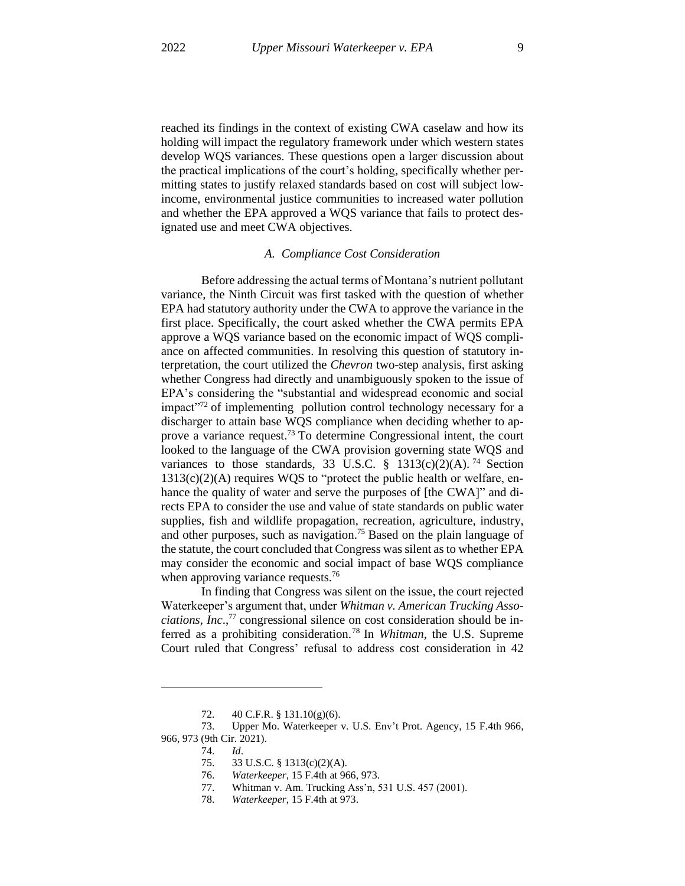reached its findings in the context of existing CWA caselaw and how its holding will impact the regulatory framework under which western states develop WQS variances. These questions open a larger discussion about the practical implications of the court's holding, specifically whether permitting states to justify relaxed standards based on cost will subject low-income, environmental justice communities to increased water pollution and whether the EPA approved a WQS variance that fails to protect designated use and meet CWA objectives.

### *A. Compliance Cost Consideration*

Before addressing the actual terms of Montana's nutrient pollutant variance, the Ninth Circuit was first tasked with the question of whether EPA had statutory authority under the CWA to approve the variance in the first place. Specifically, the court asked whether the CWA permits EPA approve a WQS variance based on the economic impact of WQS compliance on affected communities. In resolving this question of statutory interpretation, the court utilized the *Chevron* two-step analysis, first asking whether Congress had directly and unambiguously spoken to the issue of EPA's considering the "substantial and widespread economic and social impact"[72] of implementing pollution control technology necessary for a discharger to attain base WQS compliance when deciding whether to approve a variance request.[73] To determine Congressional intent, the court looked to the language of the CWA provision governing state WQS and variances to those standards, 33 U.S.C. § 1313(c)(2)(A).[74] Section 1313(c)(2)(A) requires WQS to "protect the public health or welfare, enhance the quality of water and serve the purposes of [the CWA]" and directs EPA to consider the use and value of state standards on public water supplies, fish and wildlife propagation, recreation, agriculture, industry, and other purposes, such as navigation.[75] Based on the plain language of the statute, the court concluded that Congress was silent as to whether EPA may consider the economic and social impact of base WQS compliance when approving variance requests.[76]

In finding that Congress was silent on the issue, the court rejected Waterkeeper's argument that, under *Whitman v. American Trucking Associations, Inc.*,[77] congressional silence on cost consideration should be inferred as a prohibiting consideration.[78] In *Whitman*, the U.S. Supreme Court ruled that Congress' refusal to address cost consideration in 42

---

72. 40 C.F.R. § 131.10(g)(6).

73. Upper Mo. Waterkeeper v. U.S. Env't Prot. Agency, 15 F.4th 966, 966, 973 (9th Cir. 2021).

74. *Id*.

75. 33 U.S.C. § 1313(c)(2)(A).

76. *Waterkeeper*, 15 F.4th at 966, 973.

77. Whitman v. Am. Trucking Ass'n, 531 U.S. 457 (2001).

78. *Waterkeeper*, 15 F.4th at 973.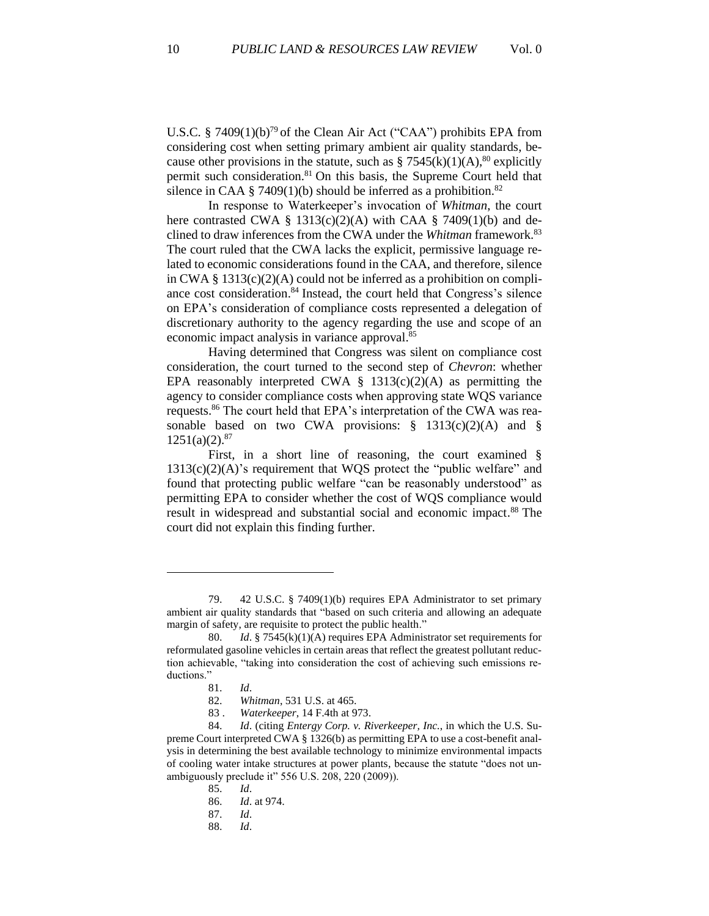U.S.C. § 7409(1)(b)[79] of the Clean Air Act ("CAA") prohibits EPA from considering cost when setting primary ambient air quality standards, because other provisions in the statute, such as § 7545(k)(1)(A),[80] explicitly permit such consideration.[81] On this basis, the Supreme Court held that silence in CAA § 7409(1)(b) should be inferred as a prohibition.[82]

In response to Waterkeeper's invocation of *Whitman*, the court here contrasted CWA § 1313(c)(2)(A) with CAA § 7409(1)(b) and declined to draw inferences from the CWA under the *Whitman* framework.[83] The court ruled that the CWA lacks the explicit, permissive language related to economic considerations found in the CAA, and therefore, silence in CWA § 1313(c)(2)(A) could not be inferred as a prohibition on compliance cost consideration.[84] Instead, the court held that Congress's silence on EPA's consideration of compliance costs represented a delegation of discretionary authority to the agency regarding the use and scope of an economic impact analysis in variance approval.[85]

Having determined that Congress was silent on compliance cost consideration, the court turned to the second step of *Chevron*: whether EPA reasonably interpreted CWA § 1313(c)(2)(A) as permitting the agency to consider compliance costs when approving state WQS variance requests.[86] The court held that EPA's interpretation of the CWA was reasonable based on two CWA provisions: § 1313(c)(2)(A) and § 1251(a)(2).[87]

First, in a short line of reasoning, the court examined § 1313(c)(2)(A)'s requirement that WQS protect the "public welfare" and found that protecting public welfare "can be reasonably understood" as permitting EPA to consider whether the cost of WQS compliance would result in widespread and substantial social and economic impact.[88] The court did not explain this finding further.

---

79. 42 U.S.C. § 7409(1)(b) requires EPA Administrator to set primary ambient air quality standards that "based on such criteria and allowing an adequate margin of safety, are requisite to protect the public health."

80. *Id*. § 7545(k)(1)(A) requires EPA Administrator set requirements for reformulated gasoline vehicles in certain areas that reflect the greatest pollutant reduction achievable, "taking into consideration the cost of achieving such emissions reductions."

81. *Id*.

82. *Whitman*, 531 U.S. at 465.

83. *Waterkeeper*, 14 F.4th at 973.

84. *Id*. (citing *Entergy Corp. v. Riverkeeper, Inc.*, in which the U.S. Supreme Court interpreted CWA § 1326(b) as permitting EPA to use a cost-benefit analysis in determining the best available technology to minimize environmental impacts of cooling water intake structures at power plants, because the statute "does not unambiguously preclude it" 556 U.S. 208, 220 (2009)).

85. *Id*.

86. *Id*. at 974.

87. *Id*.

88. *Id*.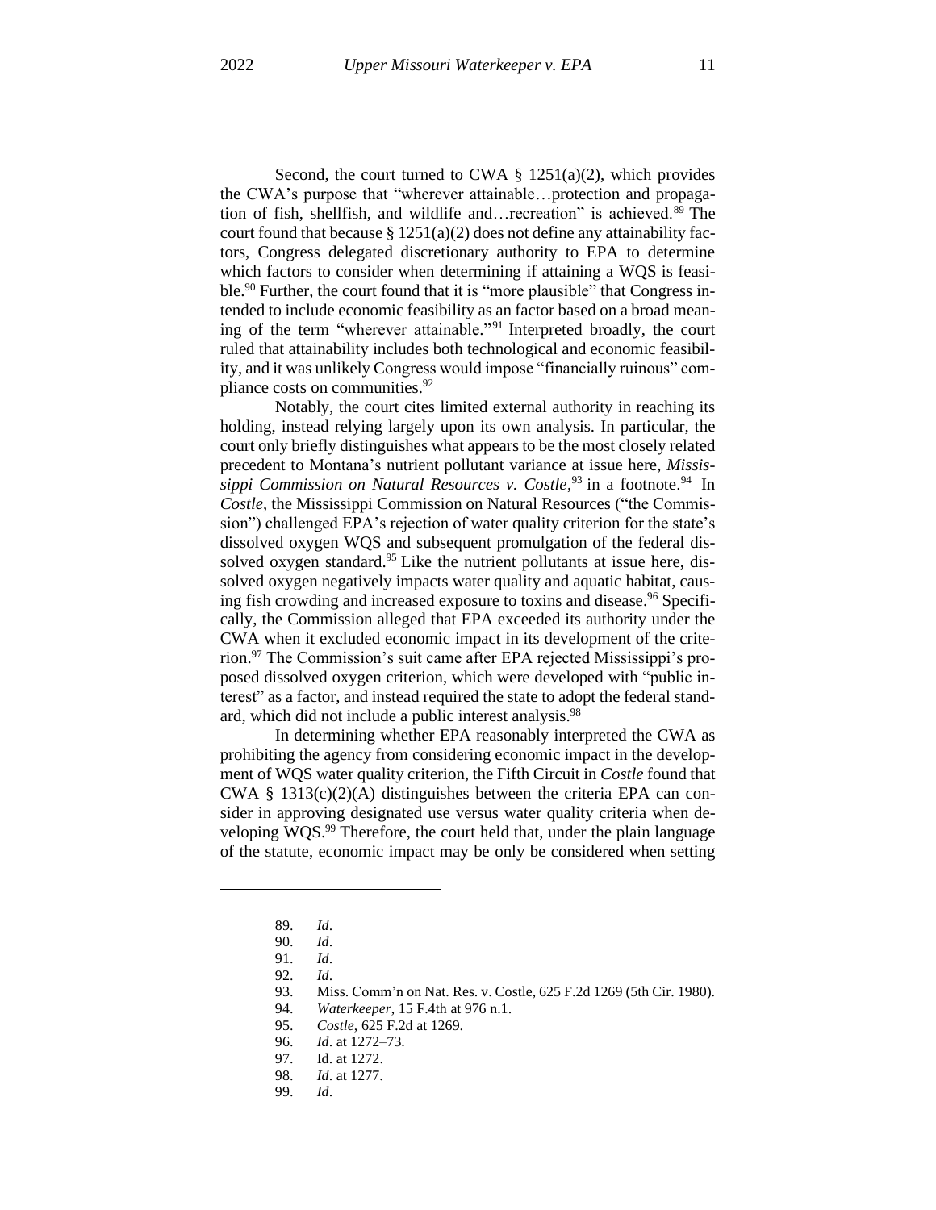Second, the court turned to CWA § 1251(a)(2), which provides the CWA's purpose that "wherever attainable…protection and propagation of fish, shellfish, and wildlife and…recreation" is achieved.[89] The court found that because § 1251(a)(2) does not define any attainability factors, Congress delegated discretionary authority to EPA to determine which factors to consider when determining if attaining a WQS is feasible.[90] Further, the court found that it is "more plausible" that Congress intended to include economic feasibility as an factor based on a broad meaning of the term "wherever attainable."[91] Interpreted broadly, the court ruled that attainability includes both technological and economic feasibility, and it was unlikely Congress would impose "financially ruinous" compliance costs on communities.[92]

Notably, the court cites limited external authority in reaching its holding, instead relying largely upon its own analysis. In particular, the court only briefly distinguishes what appears to be the most closely related precedent to Montana's nutrient pollutant variance at issue here, *Mississippi Commission on Natural Resources v. Costle*,[93] in a footnote.[94] In *Costle*, the Mississippi Commission on Natural Resources ("the Commission") challenged EPA's rejection of water quality criterion for the state's dissolved oxygen WQS and subsequent promulgation of the federal dissolved oxygen standard.[95] Like the nutrient pollutants at issue here, dissolved oxygen negatively impacts water quality and aquatic habitat, causing fish crowding and increased exposure to toxins and disease.[96] Specifically, the Commission alleged that EPA exceeded its authority under the CWA when it excluded economic impact in its development of the criterion.[97] The Commission's suit came after EPA rejected Mississippi's proposed dissolved oxygen criterion, which were developed with "public interest" as a factor, and instead required the state to adopt the federal standard, which did not include a public interest analysis.[98]

In determining whether EPA reasonably interpreted the CWA as prohibiting the agency from considering economic impact in the development of WQS water quality criterion, the Fifth Circuit in *Costle* found that CWA § 1313(c)(2)(A) distinguishes between the criteria EPA can consider in approving designated use versus water quality criteria when developing WQS.[99] Therefore, the court held that, under the plain language of the statute, economic impact may be only be considered when setting

---

89. *Id*.
90. *Id*.
91. *Id*.
92. *Id*.
93. Miss. Comm'n on Nat. Res. v. Costle, 625 F.2d 1269 (5th Cir. 1980).
94. *Waterkeeper*, 15 F.4th at 976 n.1.
95. *Costle*, 625 F.2d at 1269.
96. *Id*. at 1272–73.
97. Id. at 1272.
98. *Id*. at 1277.
99. *Id*.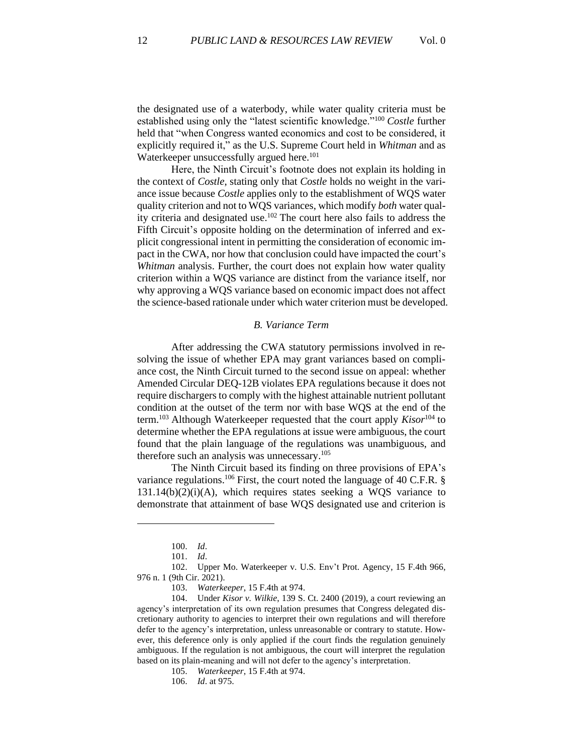the designated use of a waterbody, while water quality criteria must be established using only the "latest scientific knowledge."[100] *Costle* further held that "when Congress wanted economics and cost to be considered, it explicitly required it," as the U.S. Supreme Court held in *Whitman* and as Waterkeeper unsuccessfully argued here.[101]

Here, the Ninth Circuit's footnote does not explain its holding in the context of *Costle*, stating only that *Costle* holds no weight in the variance issue because *Costle* applies only to the establishment of WQS water quality criterion and not to WQS variances, which modify *both* water quality criteria and designated use.[102] The court here also fails to address the Fifth Circuit's opposite holding on the determination of inferred and explicit congressional intent in permitting the consideration of economic impact in the CWA, nor how that conclusion could have impacted the court's *Whitman* analysis. Further, the court does not explain how water quality criterion within a WQS variance are distinct from the variance itself, nor why approving a WQS variance based on economic impact does not affect the science-based rationale under which water criterion must be developed.

### *B. Variance Term*

After addressing the CWA statutory permissions involved in resolving the issue of whether EPA may grant variances based on compliance cost, the Ninth Circuit turned to the second issue on appeal: whether Amended Circular DEQ-12B violates EPA regulations because it does not require dischargers to comply with the highest attainable nutrient pollutant condition at the outset of the term nor with base WQS at the end of the term.[103] Although Waterkeeper requested that the court apply *Kisor*[104] to determine whether the EPA regulations at issue were ambiguous, the court found that the plain language of the regulations was unambiguous, and therefore such an analysis was unnecessary.[105]

The Ninth Circuit based its finding on three provisions of EPA's variance regulations.[106] First, the court noted the language of 40 C.F.R. § 131.14(b)(2)(i)(A), which requires states seeking a WQS variance to demonstrate that attainment of base WQS designated use and criterion is

---

100. *Id*.

101. *Id*.

102. Upper Mo. Waterkeeper v. U.S. Env't Prot. Agency, 15 F.4th 966, 976 n. 1 (9th Cir. 2021).

103. *Waterkeeper*, 15 F.4th at 974.

104. Under *Kisor v. Wilkie*, 139 S. Ct. 2400 (2019), a court reviewing an agency's interpretation of its own regulation presumes that Congress delegated discretionary authority to agencies to interpret their own regulations and will therefore defer to the agency's interpretation, unless unreasonable or contrary to statute. However, this deference only is only applied if the court finds the regulation genuinely ambiguous. If the regulation is not ambiguous, the court will interpret the regulation based on its plain-meaning and will not defer to the agency's interpretation.

105. *Waterkeeper*, 15 F.4th at 974.

106. *Id*. at 975.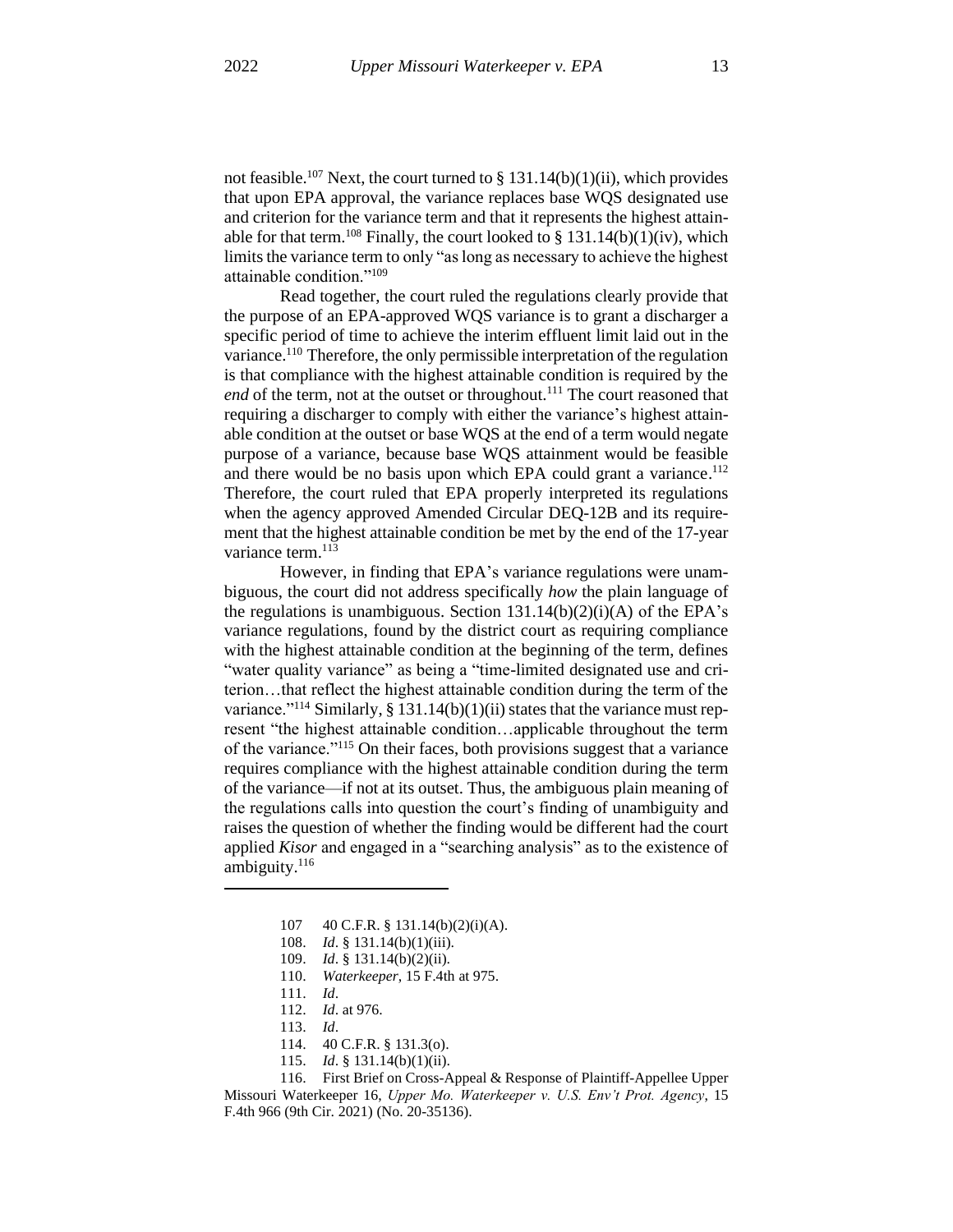not feasible.[107] Next, the court turned to § 131.14(b)(1)(ii), which provides that upon EPA approval, the variance replaces base WQS designated use and criterion for the variance term and that it represents the highest attainable for that term.[108] Finally, the court looked to § 131.14(b)(1)(iv), which limits the variance term to only "as long as necessary to achieve the highest attainable condition."[109]

Read together, the court ruled the regulations clearly provide that the purpose of an EPA-approved WQS variance is to grant a discharger a specific period of time to achieve the interim effluent limit laid out in the variance.[110] Therefore, the only permissible interpretation of the regulation is that compliance with the highest attainable condition is required by the *end* of the term, not at the outset or throughout.[111] The court reasoned that requiring a discharger to comply with either the variance's highest attainable condition at the outset or base WQS at the end of a term would negate purpose of a variance, because base WQS attainment would be feasible and there would be no basis upon which EPA could grant a variance.[112] Therefore, the court ruled that EPA properly interpreted its regulations when the agency approved Amended Circular DEQ-12B and its requirement that the highest attainable condition be met by the end of the 17-year variance term.[113]

However, in finding that EPA's variance regulations were unambiguous, the court did not address specifically *how* the plain language of the regulations is unambiguous. Section 131.14(b)(2)(i)(A) of the EPA's variance regulations, found by the district court as requiring compliance with the highest attainable condition at the beginning of the term, defines "water quality variance" as being a "time-limited designated use and criterion…that reflect the highest attainable condition during the term of the variance."[114] Similarly, § 131.14(b)(1)(ii) states that the variance must represent "the highest attainable condition…applicable throughout the term of the variance."[115] On their faces, both provisions suggest that a variance requires compliance with the highest attainable condition during the term of the variance—if not at its outset. Thus, the ambiguous plain meaning of the regulations calls into question the court's finding of unambiguity and raises the question of whether the finding would be different had the court applied *Kisor* and engaged in a "searching analysis" as to the existence of ambiguity.[116]

---

107 40 C.F.R. § 131.14(b)(2)(i)(A).

108. *Id*. § 131.14(b)(1)(iii).

109. *Id*. § 131.14(b)(2)(ii).

110. *Waterkeeper*, 15 F.4th at 975.

111. *Id*.

112. *Id*. at 976.

113. *Id*.

114. 40 C.F.R. § 131.3(o).

115. *Id*. § 131.14(b)(1)(ii).

116. First Brief on Cross-Appeal & Response of Plaintiff-Appellee Upper Missouri Waterkeeper 16, *Upper Mo. Waterkeeper v. U.S. Env't Prot. Agency*, 15 F.4th 966 (9th Cir. 2021) (No. 20-35136).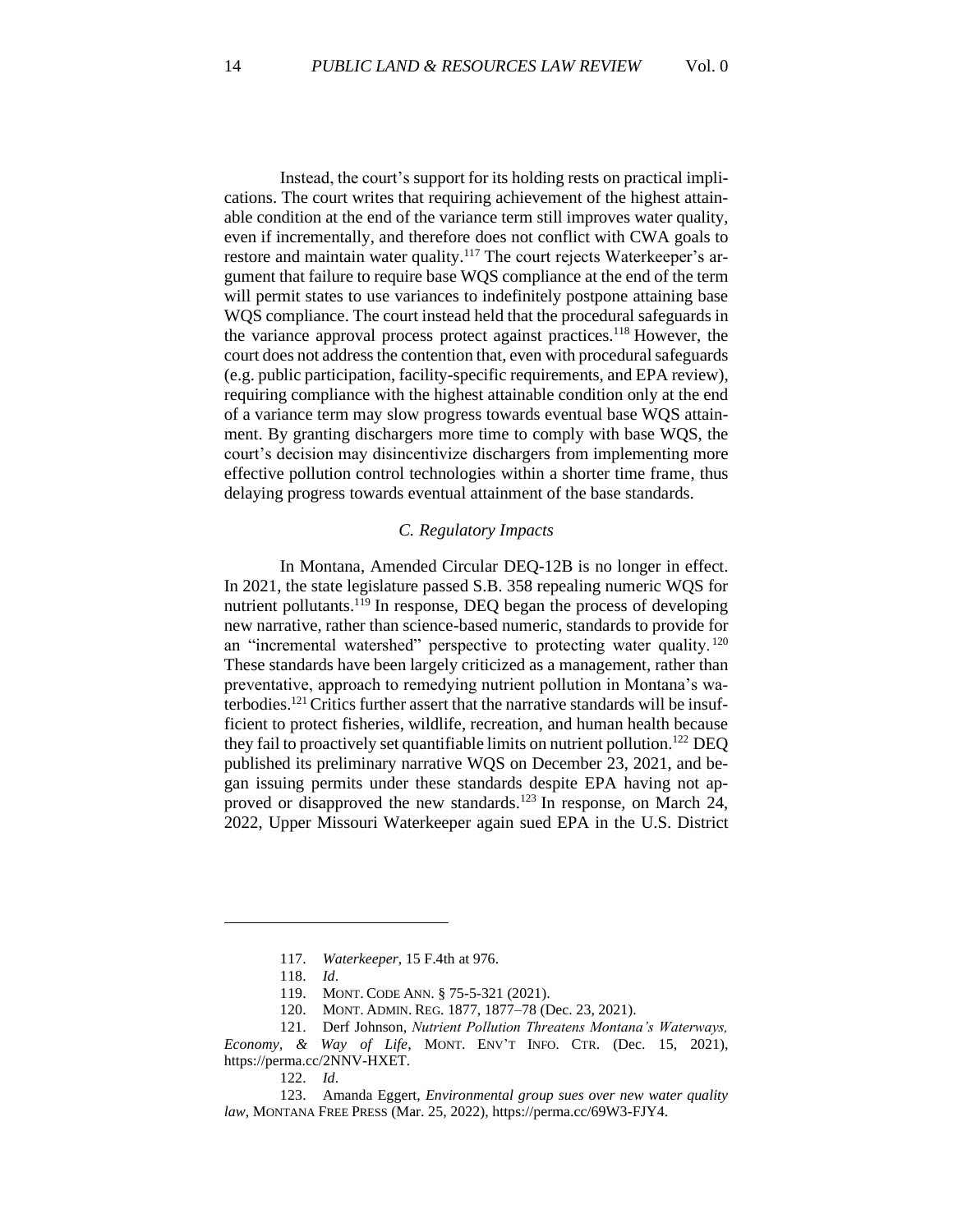Instead, the court's support for its holding rests on practical implications. The court writes that requiring achievement of the highest attainable condition at the end of the variance term still improves water quality, even if incrementally, and therefore does not conflict with CWA goals to restore and maintain water quality.[117] The court rejects Waterkeeper's argument that failure to require base WQS compliance at the end of the term will permit states to use variances to indefinitely postpone attaining base WQS compliance. The court instead held that the procedural safeguards in the variance approval process protect against practices.[118] However, the court does not address the contention that, even with procedural safeguards (e.g. public participation, facility-specific requirements, and EPA review), requiring compliance with the highest attainable condition only at the end of a variance term may slow progress towards eventual base WQS attainment. By granting dischargers more time to comply with base WQS, the court's decision may disincentivize dischargers from implementing more effective pollution control technologies within a shorter time frame, thus delaying progress towards eventual attainment of the base standards.

### *C. Regulatory Impacts*

In Montana, Amended Circular DEQ-12B is no longer in effect. In 2021, the state legislature passed S.B. 358 repealing numeric WQS for nutrient pollutants.[119] In response, DEQ began the process of developing new narrative, rather than science-based numeric, standards to provide for an "incremental watershed" perspective to protecting water quality.[120] These standards have been largely criticized as a management, rather than preventative, approach to remedying nutrient pollution in Montana's waterbodies.[121] Critics further assert that the narrative standards will be insufficient to protect fisheries, wildlife, recreation, and human health because they fail to proactively set quantifiable limits on nutrient pollution.[122] DEQ published its preliminary narrative WQS on December 23, 2021, and began issuing permits under these standards despite EPA having not approved or disapproved the new standards.[123] In response, on March 24, 2022, Upper Missouri Waterkeeper again sued EPA in the U.S. District

---

117. *Waterkeeper*, 15 F.4th at 976.

118. *Id*.

119. MONT. CODE ANN. § 75-5-321 (2021).

120. MONT. ADMIN. REG. 1877, 1877–78 (Dec. 23, 2021).

121. Derf Johnson, *Nutrient Pollution Threatens Montana's Waterways, Economy, & Way of Life*, MONT. ENV'T INFO. CTR. (Dec. 15, 2021), https://perma.cc/2NNV-HXET.

122. *Id*.

123. Amanda Eggert, *Environmental group sues over new water quality law*, MONTANA FREE PRESS (Mar. 25, 2022), https://perma.cc/69W3-FJY4.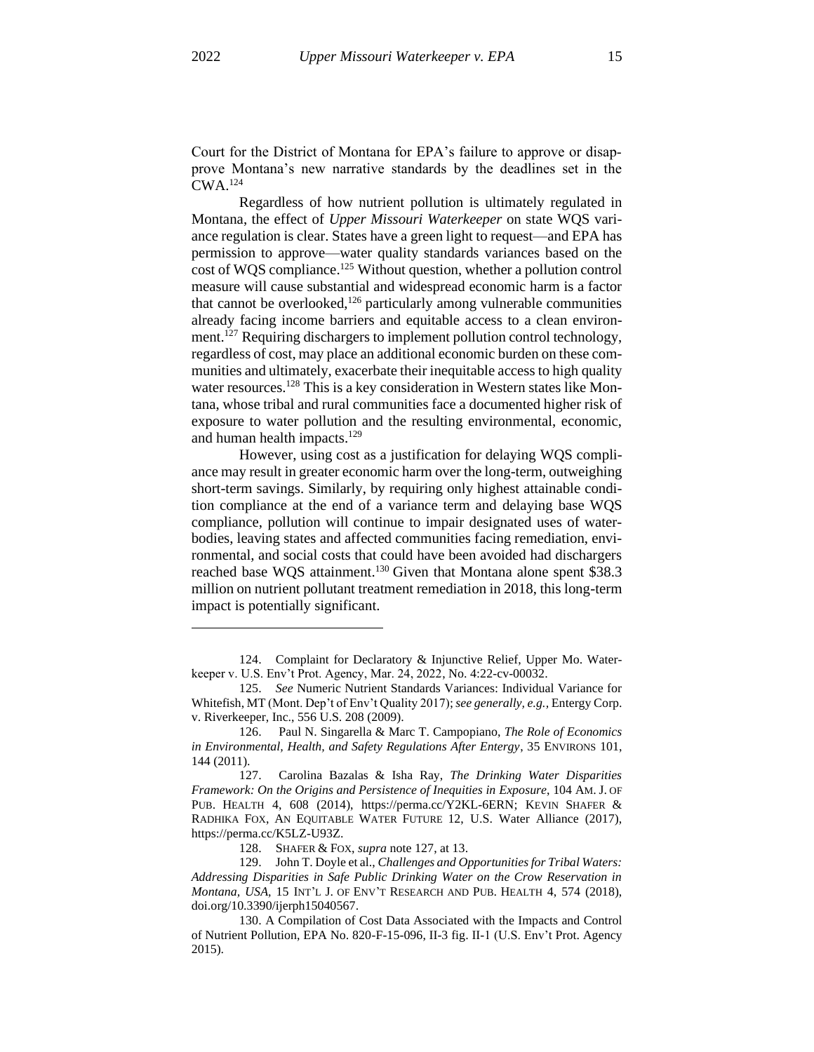Court for the District of Montana for EPA's failure to approve or disapprove Montana's new narrative standards by the deadlines set in the CWA.[124]

Regardless of how nutrient pollution is ultimately regulated in Montana, the effect of *Upper Missouri Waterkeeper* on state WQS variance regulation is clear. States have a green light to request—and EPA has permission to approve—water quality standards variances based on the cost of WQS compliance.[125] Without question, whether a pollution control measure will cause substantial and widespread economic harm is a factor that cannot be overlooked,[126] particularly among vulnerable communities already facing income barriers and equitable access to a clean environment.[127] Requiring dischargers to implement pollution control technology, regardless of cost, may place an additional economic burden on these communities and ultimately, exacerbate their inequitable access to high quality water resources.[128] This is a key consideration in Western states like Montana, whose tribal and rural communities face a documented higher risk of exposure to water pollution and the resulting environmental, economic, and human health impacts.[129]

However, using cost as a justification for delaying WQS compliance may result in greater economic harm over the long-term, outweighing short-term savings. Similarly, by requiring only highest attainable condition compliance at the end of a variance term and delaying base WQS compliance, pollution will continue to impair designated uses of waterbodies, leaving states and affected communities facing remediation, environmental, and social costs that could have been avoided had dischargers reached base WQS attainment.[130] Given that Montana alone spent $38.3 million on nutrient pollutant treatment remediation in 2018, this long-term impact is potentially significant.

---

124. Complaint for Declaratory & Injunctive Relief, Upper Mo. Waterkeeper v. U.S. Env't Prot. Agency, Mar. 24, 2022, No. 4:22-cv-00032.

125. *See* Numeric Nutrient Standards Variances: Individual Variance for Whitefish, MT (Mont. Dep't of Env't Quality 2017); *see generally, e.g.*, Entergy Corp. v. Riverkeeper, Inc., 556 U.S. 208 (2009).

126. Paul N. Singarella & Marc T. Campopiano, *The Role of Economics in Environmental, Health, and Safety Regulations After Entergy*, 35 ENVIRONS 101, 144 (2011).

127. Carolina Bazalas & Isha Ray, *The Drinking Water Disparities Framework: On the Origins and Persistence of Inequities in Exposure*, 104 AM. J. OF PUB. HEALTH 4, 608 (2014), https://perma.cc/Y2KL-6ERN; KEVIN SHAFER & RADHIKA FOX, AN EQUITABLE WATER FUTURE 12, U.S. Water Alliance (2017), https://perma.cc/K5LZ-U93Z.

128. SHAFER & FOX, *supra* note 127, at 13.

129. John T. Doyle et al., *Challenges and Opportunities for Tribal Waters: Addressing Disparities in Safe Public Drinking Water on the Crow Reservation in Montana, USA*, 15 INT'L J. OF ENV'T RESEARCH AND PUB. HEALTH 4, 574 (2018), doi.org/10.3390/ijerph15040567.

130. A Compilation of Cost Data Associated with the Impacts and Control of Nutrient Pollution, EPA No. 820-F-15-096, II-3 fig. II-1 (U.S. Env't Prot. Agency 2015).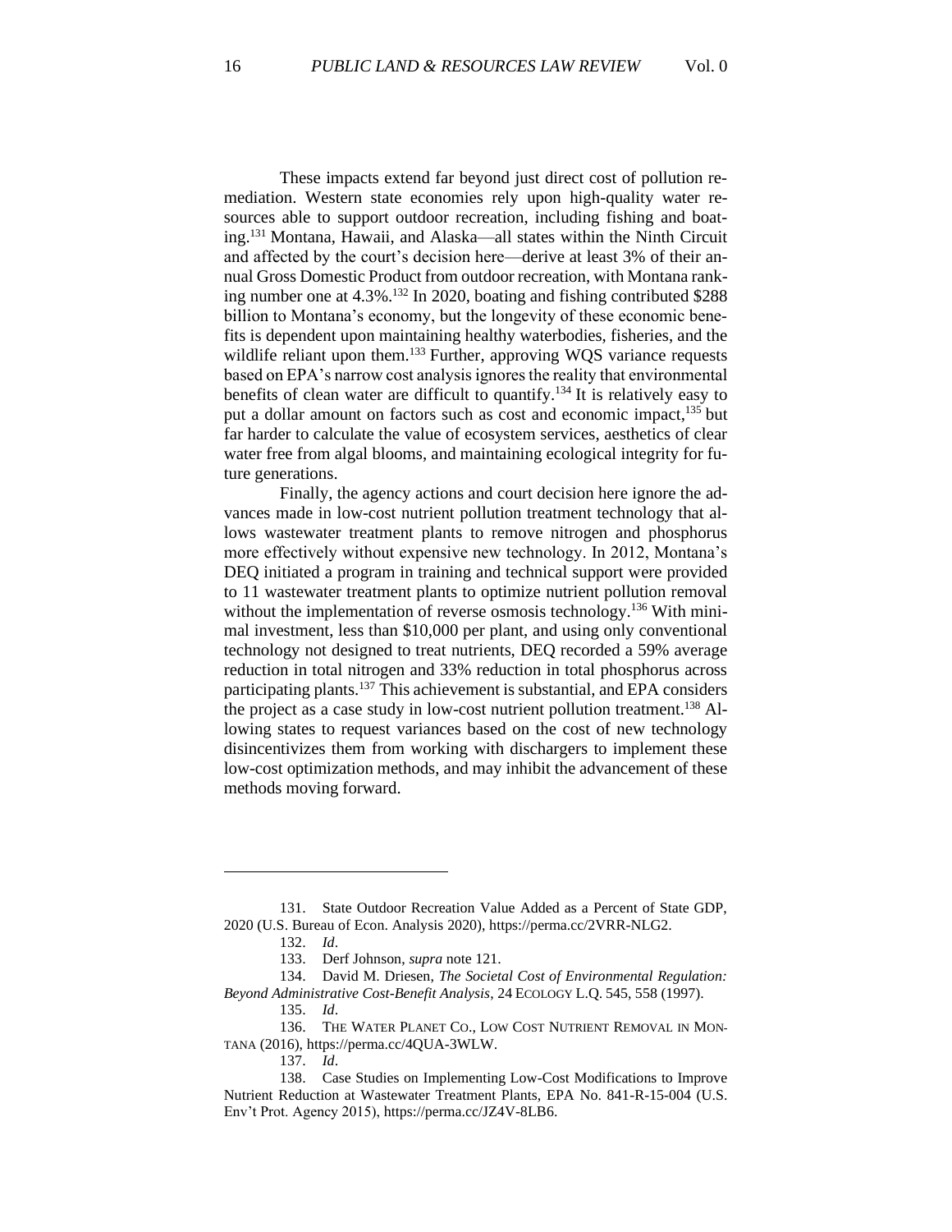These impacts extend far beyond just direct cost of pollution remediation. Western state economies rely upon high-quality water resources able to support outdoor recreation, including fishing and boating.[131] Montana, Hawaii, and Alaska—all states within the Ninth Circuit and affected by the court's decision here—derive at least 3% of their annual Gross Domestic Product from outdoor recreation, with Montana ranking number one at 4.3%.[132] In 2020, boating and fishing contributed $288 billion to Montana's economy, but the longevity of these economic benefits is dependent upon maintaining healthy waterbodies, fisheries, and the wildlife reliant upon them.[133] Further, approving WQS variance requests based on EPA's narrow cost analysis ignores the reality that environmental benefits of clean water are difficult to quantify.[134] It is relatively easy to put a dollar amount on factors such as cost and economic impact,[135] but far harder to calculate the value of ecosystem services, aesthetics of clear water free from algal blooms, and maintaining ecological integrity for future generations.

Finally, the agency actions and court decision here ignore the advances made in low-cost nutrient pollution treatment technology that allows wastewater treatment plants to remove nitrogen and phosphorus more effectively without expensive new technology. In 2012, Montana's DEQ initiated a program in training and technical support were provided to 11 wastewater treatment plants to optimize nutrient pollution removal without the implementation of reverse osmosis technology.[136] With minimal investment, less than $10,000 per plant, and using only conventional technology not designed to treat nutrients, DEQ recorded a 59% average reduction in total nitrogen and 33% reduction in total phosphorus across participating plants.[137] This achievement is substantial, and EPA considers the project as a case study in low-cost nutrient pollution treatment.[138] Allowing states to request variances based on the cost of new technology disincentivizes them from working with dischargers to implement these low-cost optimization methods, and may inhibit the advancement of these methods moving forward.

---

131. State Outdoor Recreation Value Added as a Percent of State GDP, 2020 (U.S. Bureau of Econ. Analysis 2020), https://perma.cc/2VRR-NLG2.

132. *Id*.

133. Derf Johnson, *supra* note 121.

134. David M. Driesen, *The Societal Cost of Environmental Regulation: Beyond Administrative Cost-Benefit Analysis*, 24 ECOLOGY L.Q. 545, 558 (1997).

135. *Id*.

136. THE WATER PLANET CO., LOW COST NUTRIENT REMOVAL IN MONTANA (2016), https://perma.cc/4QUA-3WLW.

137. *Id*.

138. Case Studies on Implementing Low-Cost Modifications to Improve Nutrient Reduction at Wastewater Treatment Plants, EPA No. 841-R-15-004 (U.S. Env't Prot. Agency 2015), https://perma.cc/JZ4V-8LB6.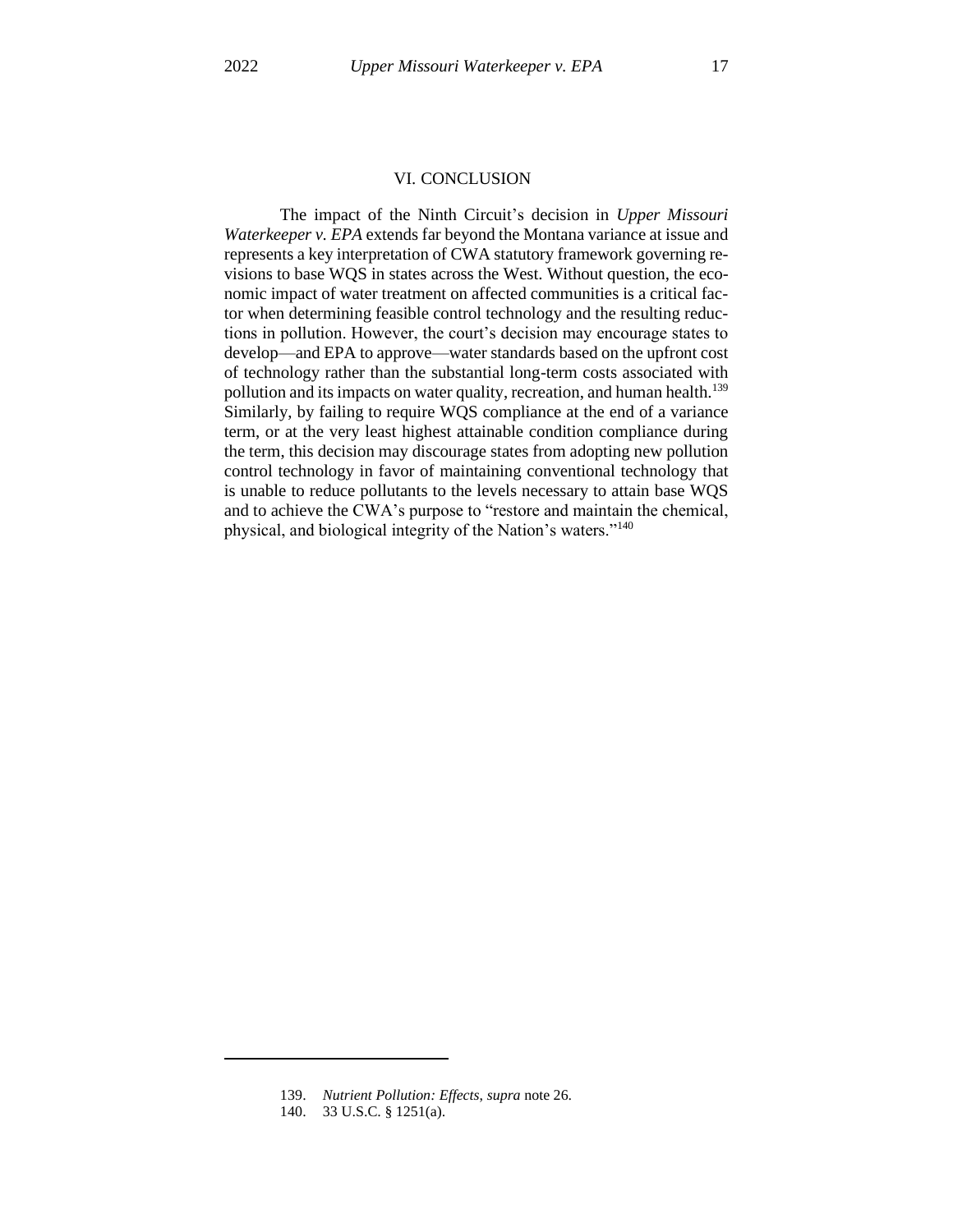## VI. CONCLUSION

The impact of the Ninth Circuit's decision in *Upper Missouri Waterkeeper v. EPA* extends far beyond the Montana variance at issue and represents a key interpretation of CWA statutory framework governing revisions to base WQS in states across the West. Without question, the economic impact of water treatment on affected communities is a critical factor when determining feasible control technology and the resulting reductions in pollution. However, the court's decision may encourage states to develop—and EPA to approve—water standards based on the upfront cost of technology rather than the substantial long-term costs associated with pollution and its impacts on water quality, recreation, and human health.[139] Similarly, by failing to require WQS compliance at the end of a variance term, or at the very least highest attainable condition compliance during the term, this decision may discourage states from adopting new pollution control technology in favor of maintaining conventional technology that is unable to reduce pollutants to the levels necessary to attain base WQS and to achieve the CWA's purpose to "restore and maintain the chemical, physical, and biological integrity of the Nation's waters."[140]

---

139. *Nutrient Pollution: Effects*, *supra* note 26.

140. 33 U.S.C. § 1251(a).